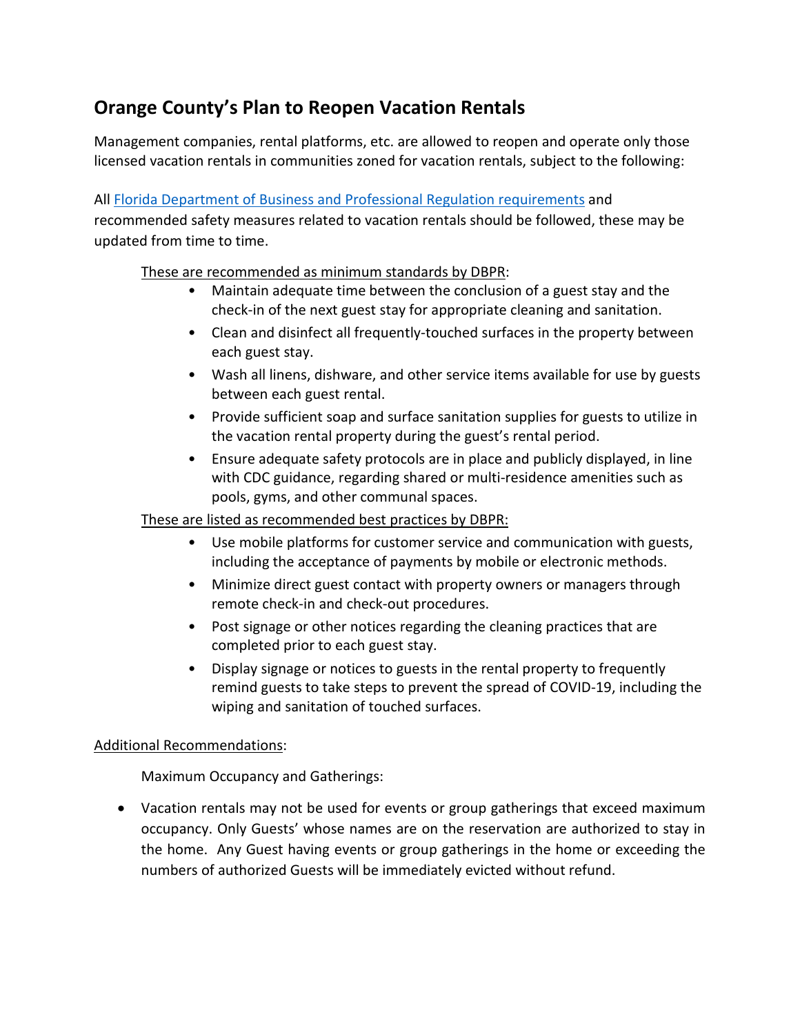# Orange County's Plan to Reopen Vacation Rentals

Management companies, rental platforms, etc. are allowed to reopen and operate only those licensed vacation rentals in communities zoned for vacation rentals, subject to the following:

All [Florida Department of Business and Professional Regulation requirements]() and recommended safety measures related to vacation rentals should be followed, these may be updated from time to time.

<u>These are recommended as minimum standards by DBPR</u>:

- Maintain adequate time between the conclusion of a guest stay and the check-in of the next guest stay for appropriate cleaning and sanitation.
- Clean and disinfect all frequently-touched surfaces in the property between each guest stay.
- Wash all linens, dishware, and other service items available for use by guests between each guest rental.
- Provide sufficient soap and surface sanitation supplies for guests to utilize in the vacation rental property during the guest's rental period.
- Ensure adequate safety protocols are in place and publicly displayed, in line with CDC guidance, regarding shared or multi-residence amenities such as pools, gyms, and other communal spaces.

<u>These are listed as recommended best practices by DBPR:</u>

- Use mobile platforms for customer service and communication with guests, including the acceptance of payments by mobile or electronic methods.
- Minimize direct guest contact with property owners or managers through remote check-in and check-out procedures.
- Post signage or other notices regarding the cleaning practices that are completed prior to each guest stay.
- Display signage or notices to guests in the rental property to frequently remind guests to take steps to prevent the spread of COVID-19, including the wiping and sanitation of touched surfaces.

<u>Additional Recommendations</u>:

Maximum Occupancy and Gatherings:

- Vacation rentals may not be used for events or group gatherings that exceed maximum occupancy. Only Guests' whose names are on the reservation are authorized to stay in the home. Any Guest having events or group gatherings in the home or exceeding the numbers of authorized Guests will be immediately evicted without refund.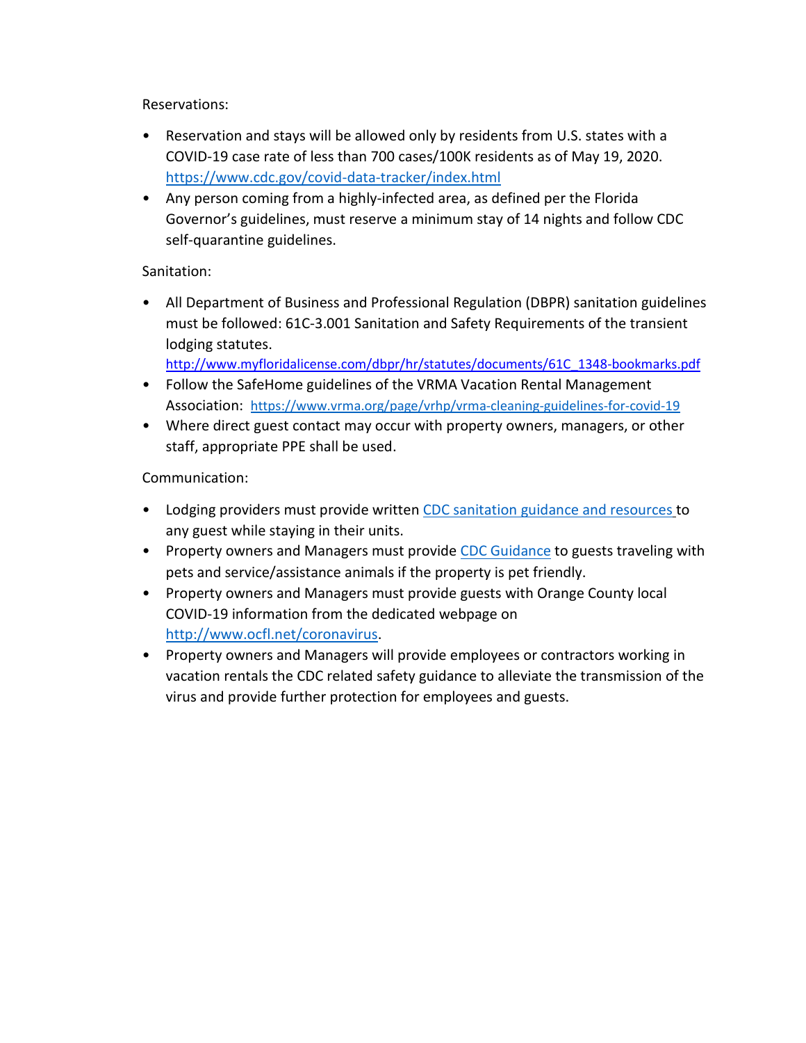Reservations:

- Reservation and stays will be allowed only by residents from U.S. states with a COVID-19 case rate of less than 700 cases/100K residents as of May 19, 2020. https://www.cdc.gov/covid-data-tracker/index.html
- Any person coming from a highly-infected area, as defined per the Florida Governor's guidelines, must reserve a minimum stay of 14 nights and follow CDC self-quarantine guidelines.

Sanitation:

- All Department of Business and Professional Regulation (DBPR) sanitation guidelines must be followed: 61C-3.001 Sanitation and Safety Requirements of the transient lodging statutes. http://www.myfloridalicense.com/dbpr/hr/statutes/documents/61C_1348-bookmarks.pdf
- Follow the SafeHome guidelines of the VRMA Vacation Rental Management Association: https://www.vrma.org/page/vrhp/vrma-cleaning-guidelines-for-covid-19
- Where direct guest contact may occur with property owners, managers, or other staff, appropriate PPE shall be used.

Communication:

- Lodging providers must provide written CDC sanitation guidance and resources to any guest while staying in their units.
- Property owners and Managers must provide CDC Guidance to guests traveling with pets and service/assistance animals if the property is pet friendly.
- Property owners and Managers must provide guests with Orange County local COVID-19 information from the dedicated webpage on http://www.ocfl.net/coronavirus.
- Property owners and Managers will provide employees or contractors working in vacation rentals the CDC related safety guidance to alleviate the transmission of the virus and provide further protection for employees and guests.